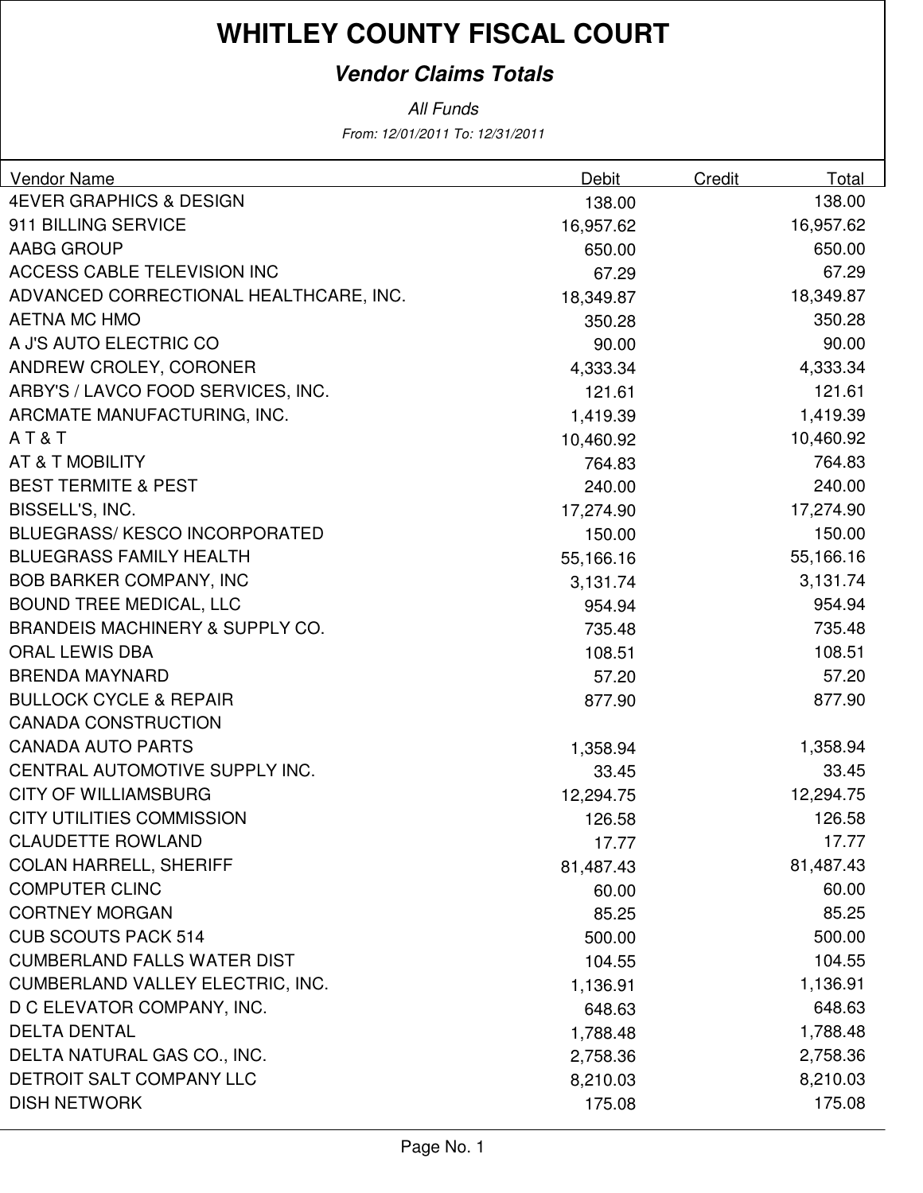# WHITLEY COUNTY FISCAL COURT

## *Vendor Claims Totals*

*All Funds*

*From: 12/01/2011 To: 12/31/2011*

| Vendor Name | Debit | Credit | Total |
|---|---|---|---|
| 4EVER GRAPHICS & DESIGN | 138.00 | | 138.00 |
| 911 BILLING SERVICE | 16,957.62 | | 16,957.62 |
| AABG GROUP | 650.00 | | 650.00 |
| ACCESS CABLE TELEVISION INC | 67.29 | | 67.29 |
| ADVANCED CORRECTIONAL HEALTHCARE, INC. | 18,349.87 | | 18,349.87 |
| AETNA MC HMO | 350.28 | | 350.28 |
| A J'S AUTO ELECTRIC CO | 90.00 | | 90.00 |
| ANDREW CROLEY, CORONER | 4,333.34 | | 4,333.34 |
| ARBY'S / LAVCO FOOD SERVICES, INC. | 121.61 | | 121.61 |
| ARCMATE MANUFACTURING, INC. | 1,419.39 | | 1,419.39 |
| A T & T | 10,460.92 | | 10,460.92 |
| AT & T MOBILITY | 764.83 | | 764.83 |
| BEST TERMITE & PEST | 240.00 | | 240.00 |
| BISSELL'S, INC. | 17,274.90 | | 17,274.90 |
| BLUEGRASS/ KESCO INCORPORATED | 150.00 | | 150.00 |
| BLUEGRASS FAMILY HEALTH | 55,166.16 | | 55,166.16 |
| BOB BARKER COMPANY, INC | 3,131.74 | | 3,131.74 |
| BOUND TREE MEDICAL, LLC | 954.94 | | 954.94 |
| BRANDEIS MACHINERY & SUPPLY CO. | 735.48 | | 735.48 |
| ORAL LEWIS DBA | 108.51 | | 108.51 |
| BRENDA MAYNARD | 57.20 | | 57.20 |
| BULLOCK CYCLE & REPAIR | 877.90 | | 877.90 |
| CANADA CONSTRUCTION | | | |
| CANADA AUTO PARTS | 1,358.94 | | 1,358.94 |
| CENTRAL AUTOMOTIVE SUPPLY INC. | 33.45 | | 33.45 |
| CITY OF WILLIAMSBURG | 12,294.75 | | 12,294.75 |
| CITY UTILITIES COMMISSION | 126.58 | | 126.58 |
| CLAUDETTE ROWLAND | 17.77 | | 17.77 |
| COLAN HARRELL, SHERIFF | 81,487.43 | | 81,487.43 |
| COMPUTER CLINC | 60.00 | | 60.00 |
| CORTNEY MORGAN | 85.25 | | 85.25 |
| CUB SCOUTS PACK 514 | 500.00 | | 500.00 |
| CUMBERLAND FALLS WATER DIST | 104.55 | | 104.55 |
| CUMBERLAND VALLEY ELECTRIC, INC. | 1,136.91 | | 1,136.91 |
| D C ELEVATOR COMPANY, INC. | 648.63 | | 648.63 |
| DELTA DENTAL | 1,788.48 | | 1,788.48 |
| DELTA NATURAL GAS CO., INC. | 2,758.36 | | 2,758.36 |
| DETROIT SALT COMPANY LLC | 8,210.03 | | 8,210.03 |
| DISH NETWORK | 175.08 | | 175.08 |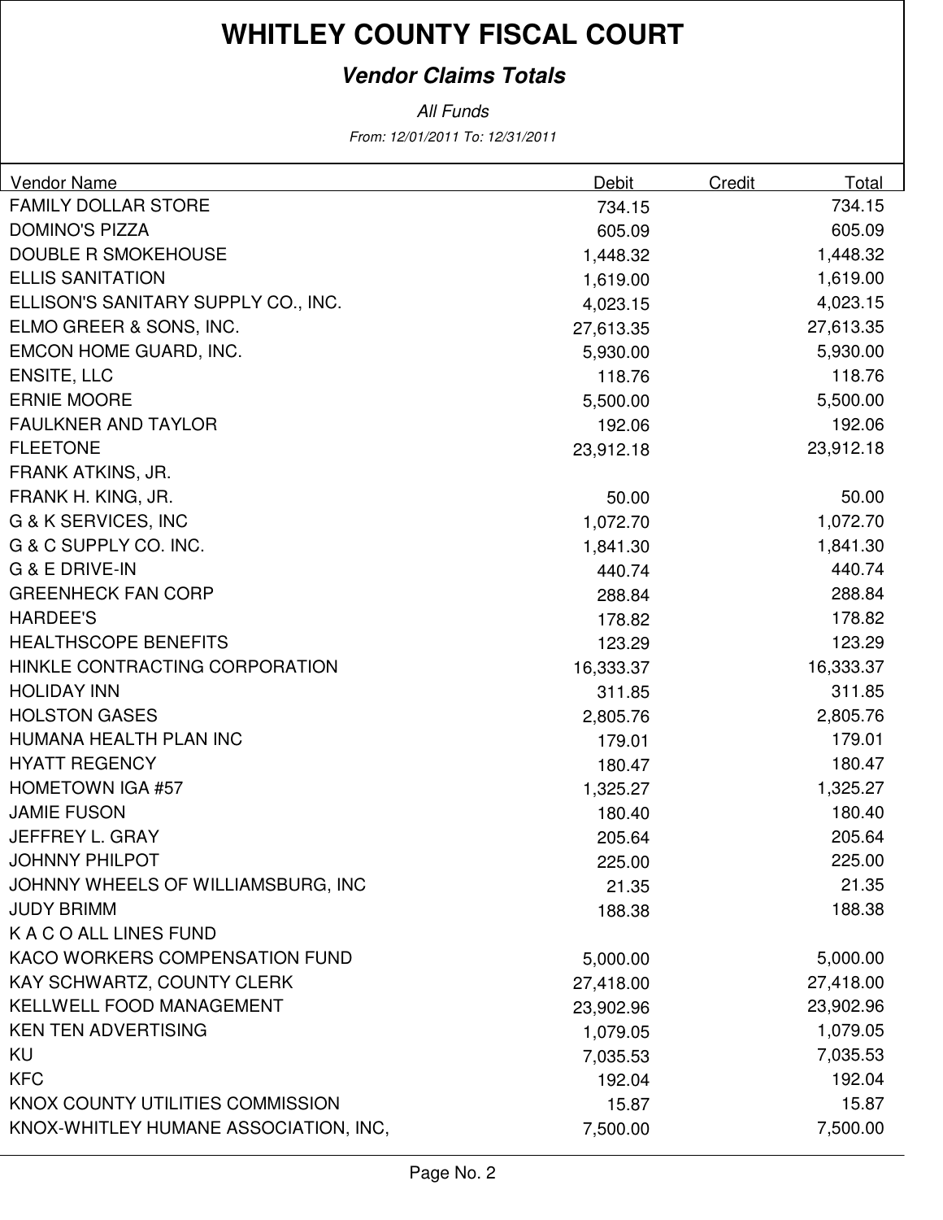# WHITLEY COUNTY FISCAL COURT

## *Vendor Claims Totals*

*All Funds*

*From: 12/01/2011 To: 12/31/2011*

| Vendor Name | Debit | Credit | Total |
|---|---|---|---|
| FAMILY DOLLAR STORE | 734.15 | | 734.15 |
| DOMINO'S PIZZA | 605.09 | | 605.09 |
| DOUBLE R SMOKEHOUSE | 1,448.32 | | 1,448.32 |
| ELLIS SANITATION | 1,619.00 | | 1,619.00 |
| ELLISON'S SANITARY SUPPLY CO., INC. | 4,023.15 | | 4,023.15 |
| ELMO GREER & SONS, INC. | 27,613.35 | | 27,613.35 |
| EMCON HOME GUARD, INC. | 5,930.00 | | 5,930.00 |
| ENSITE, LLC | 118.76 | | 118.76 |
| ERNIE MOORE | 5,500.00 | | 5,500.00 |
| FAULKNER AND TAYLOR | 192.06 | | 192.06 |
| FLEETONE | 23,912.18 | | 23,912.18 |
| FRANK ATKINS, JR. | | | |
| FRANK H. KING, JR. | 50.00 | | 50.00 |
| G & K SERVICES, INC | 1,072.70 | | 1,072.70 |
| G & C SUPPLY CO. INC. | 1,841.30 | | 1,841.30 |
| G & E DRIVE-IN | 440.74 | | 440.74 |
| GREENHECK FAN CORP | 288.84 | | 288.84 |
| HARDEE'S | 178.82 | | 178.82 |
| HEALTHSCOPE BENEFITS | 123.29 | | 123.29 |
| HINKLE CONTRACTING CORPORATION | 16,333.37 | | 16,333.37 |
| HOLIDAY INN | 311.85 | | 311.85 |
| HOLSTON GASES | 2,805.76 | | 2,805.76 |
| HUMANA HEALTH PLAN INC | 179.01 | | 179.01 |
| HYATT REGENCY | 180.47 | | 180.47 |
| HOMETOWN IGA #57 | 1,325.27 | | 1,325.27 |
| JAMIE FUSON | 180.40 | | 180.40 |
| JEFFREY L. GRAY | 205.64 | | 205.64 |
| JOHNNY PHILPOT | 225.00 | | 225.00 |
| JOHNNY WHEELS OF WILLIAMSBURG, INC | 21.35 | | 21.35 |
| JUDY BRIMM | 188.38 | | 188.38 |
| K A C O ALL LINES FUND | | | |
| KACO WORKERS COMPENSATION FUND | 5,000.00 | | 5,000.00 |
| KAY SCHWARTZ, COUNTY CLERK | 27,418.00 | | 27,418.00 |
| KELLWELL FOOD MANAGEMENT | 23,902.96 | | 23,902.96 |
| KEN TEN ADVERTISING | 1,079.05 | | 1,079.05 |
| KU | 7,035.53 | | 7,035.53 |
| KFC | 192.04 | | 192.04 |
| KNOX COUNTY UTILITIES COMMISSION | 15.87 | | 15.87 |
| KNOX-WHITLEY HUMANE ASSOCIATION, INC, | 7,500.00 | | 7,500.00 |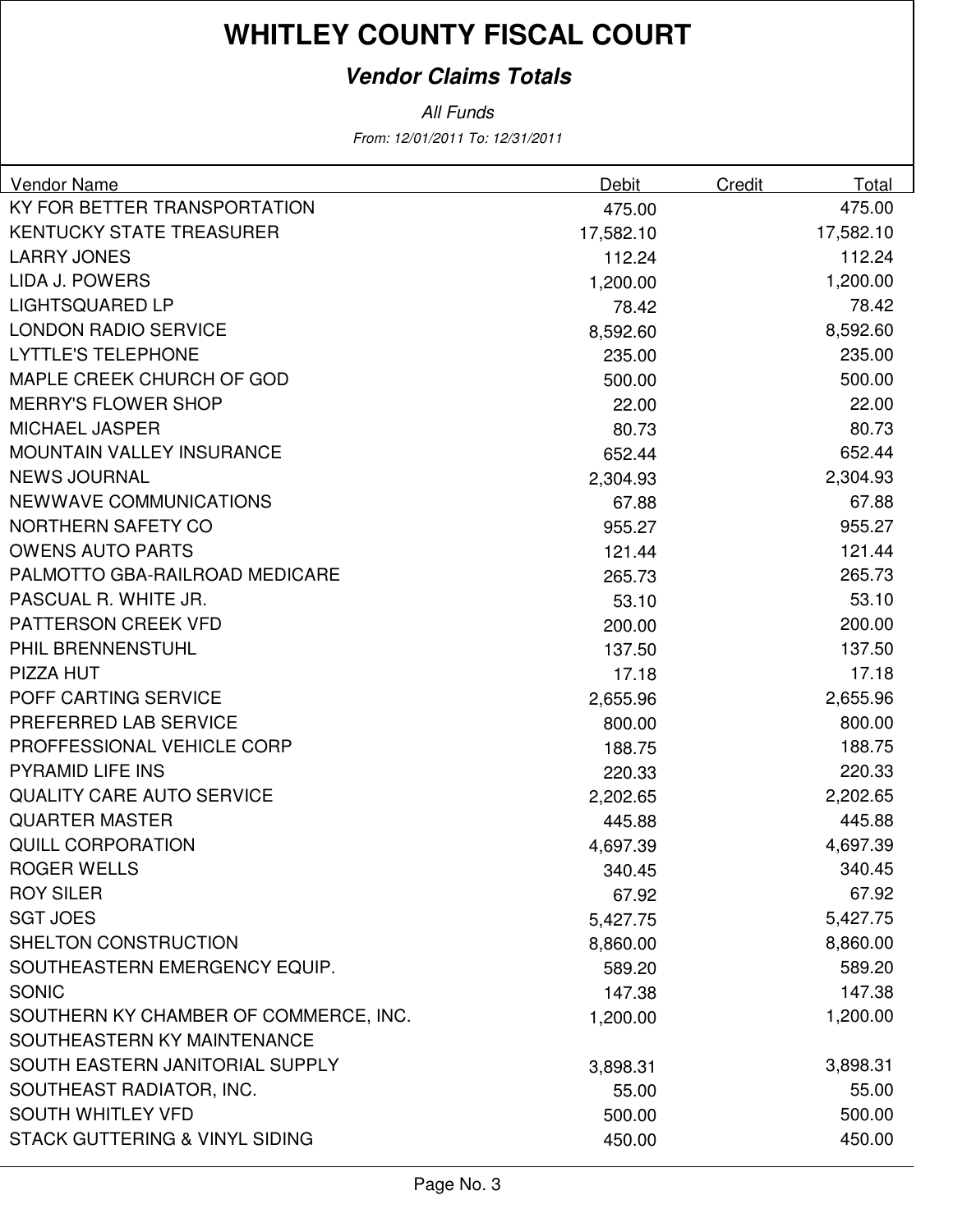# WHITLEY COUNTY FISCAL COURT

## *Vendor Claims Totals*

*All Funds*

*From: 12/01/2011 To: 12/31/2011*

| Vendor Name | Debit | Credit | Total |
|---|---|---|---|
| KY FOR BETTER TRANSPORTATION | 475.00 | | 475.00 |
| KENTUCKY STATE TREASURER | 17,582.10 | | 17,582.10 |
| LARRY JONES | 112.24 | | 112.24 |
| LIDA J. POWERS | 1,200.00 | | 1,200.00 |
| LIGHTSQUARED LP | 78.42 | | 78.42 |
| LONDON RADIO SERVICE | 8,592.60 | | 8,592.60 |
| LYTTLE'S TELEPHONE | 235.00 | | 235.00 |
| MAPLE CREEK CHURCH OF GOD | 500.00 | | 500.00 |
| MERRY'S FLOWER SHOP | 22.00 | | 22.00 |
| MICHAEL JASPER | 80.73 | | 80.73 |
| MOUNTAIN VALLEY INSURANCE | 652.44 | | 652.44 |
| NEWS JOURNAL | 2,304.93 | | 2,304.93 |
| NEWWAVE COMMUNICATIONS | 67.88 | | 67.88 |
| NORTHERN SAFETY CO | 955.27 | | 955.27 |
| OWENS AUTO PARTS | 121.44 | | 121.44 |
| PALMOTTO GBA-RAILROAD MEDICARE | 265.73 | | 265.73 |
| PASCUAL R. WHITE JR. | 53.10 | | 53.10 |
| PATTERSON CREEK VFD | 200.00 | | 200.00 |
| PHIL BRENNENSTUHL | 137.50 | | 137.50 |
| PIZZA HUT | 17.18 | | 17.18 |
| POFF CARTING SERVICE | 2,655.96 | | 2,655.96 |
| PREFERRED LAB SERVICE | 800.00 | | 800.00 |
| PROFFESSIONAL VEHICLE CORP | 188.75 | | 188.75 |
| PYRAMID LIFE INS | 220.33 | | 220.33 |
| QUALITY CARE AUTO SERVICE | 2,202.65 | | 2,202.65 |
| QUARTER MASTER | 445.88 | | 445.88 |
| QUILL CORPORATION | 4,697.39 | | 4,697.39 |
| ROGER WELLS | 340.45 | | 340.45 |
| ROY SILER | 67.92 | | 67.92 |
| SGT JOES | 5,427.75 | | 5,427.75 |
| SHELTON CONSTRUCTION | 8,860.00 | | 8,860.00 |
| SOUTHEASTERN EMERGENCY EQUIP. | 589.20 | | 589.20 |
| SONIC | 147.38 | | 147.38 |
| SOUTHERN KY CHAMBER OF COMMERCE, INC. | 1,200.00 | | 1,200.00 |
| SOUTHEASTERN KY MAINTENANCE | | | |
| SOUTH EASTERN JANITORIAL SUPPLY | 3,898.31 | | 3,898.31 |
| SOUTHEAST RADIATOR, INC. | 55.00 | | 55.00 |
| SOUTH WHITLEY VFD | 500.00 | | 500.00 |
| STACK GUTTERING & VINYL SIDING | 450.00 | | 450.00 |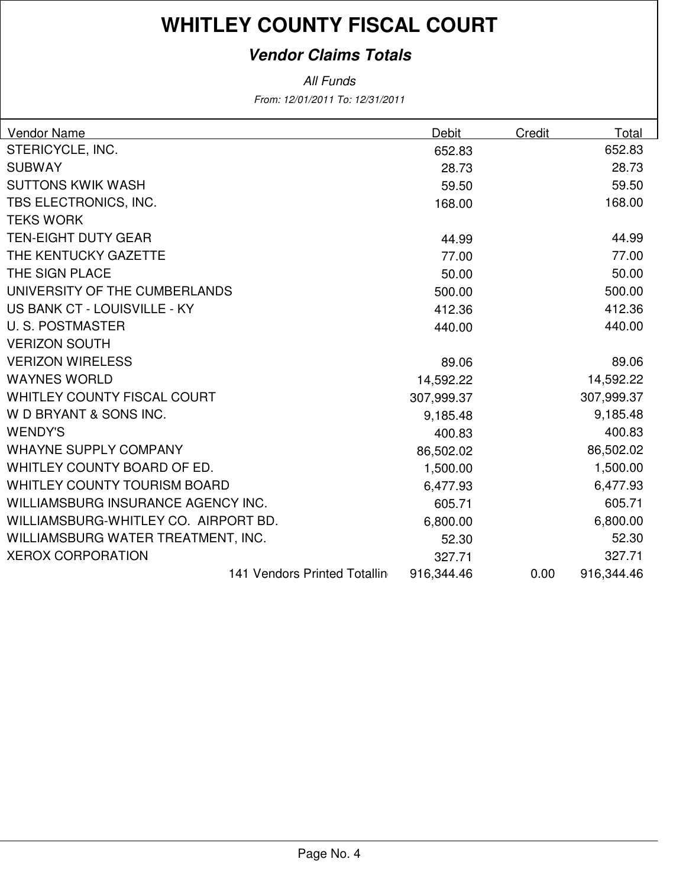# WHITLEY COUNTY FISCAL COURT

## *Vendor Claims Totals*

*All Funds*

*From: 12/01/2011 To: 12/31/2011*

| Vendor Name | Debit | Credit | Total |
|---|---|---|---|
| STERICYCLE, INC. | 652.83 | | 652.83 |
| SUBWAY | 28.73 | | 28.73 |
| SUTTONS KWIK WASH | 59.50 | | 59.50 |
| TBS ELECTRONICS, INC. | 168.00 | | 168.00 |
| TEKS WORK | | | |
| TEN-EIGHT DUTY GEAR | 44.99 | | 44.99 |
| THE KENTUCKY GAZETTE | 77.00 | | 77.00 |
| THE SIGN PLACE | 50.00 | | 50.00 |
| UNIVERSITY OF THE CUMBERLANDS | 500.00 | | 500.00 |
| US BANK CT - LOUISVILLE - KY | 412.36 | | 412.36 |
| U. S. POSTMASTER | 440.00 | | 440.00 |
| VERIZON SOUTH | | | |
| VERIZON WIRELESS | 89.06 | | 89.06 |
| WAYNES WORLD | 14,592.22 | | 14,592.22 |
| WHITLEY COUNTY FISCAL COURT | 307,999.37 | | 307,999.37 |
| W D BRYANT & SONS INC. | 9,185.48 | | 9,185.48 |
| WENDY'S | 400.83 | | 400.83 |
| WHAYNE SUPPLY COMPANY | 86,502.02 | | 86,502.02 |
| WHITLEY COUNTY BOARD OF ED. | 1,500.00 | | 1,500.00 |
| WHITLEY COUNTY TOURISM BOARD | 6,477.93 | | 6,477.93 |
| WILLIAMSBURG INSURANCE AGENCY INC. | 605.71 | | 605.71 |
| WILLIAMSBURG-WHITLEY CO. AIRPORT BD. | 6,800.00 | | 6,800.00 |
| WILLIAMSBURG WATER TREATMENT, INC. | 52.30 | | 52.30 |
| XEROX CORPORATION | 327.71 | | 327.71 |
| 141 Vendors Printed Totallin | 916,344.46 | 0.00 | 916,344.46 |